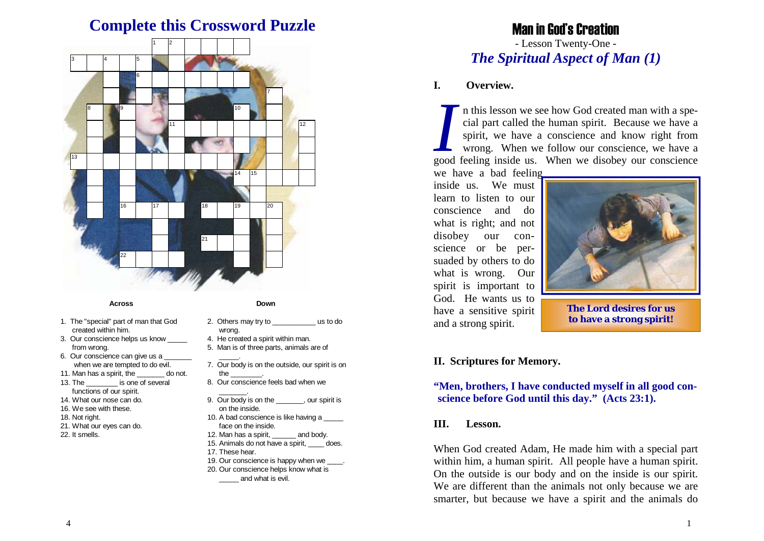# Complete this Crossword Puzzle

**Across**

1. The "special" part of man that God created within him.
3. Our conscience helps us know _____ from wrong.
6. Our conscience can give us a _______ when we are tempted to do evil.
11. Man has a spirit, the _______ do not.
13. The ________ is one of several functions of our spirit.
14. What our nose can do.
16. We see with these.
18. Not right.
21. What our eyes can do.
22. It smells.

**Down**

2. Others may try to ___________ us to do wrong.
4. He created a spirit within man.
5. Man is of three parts, animals are of _____.
7. Our body is on the outside, our spirit is on the ________.
8. Our conscience feels bad when we _______.
9. Our body is on the _______, our spirit is on the inside.
10. A bad conscience is like having a _____ face on the inside.
12. Man has a spirit, ______ and body.
15. Animals do not have a spirit, ____ does.
17. These hear.
19. Our conscience is happy when we ____.
20. Our conscience helps know what is _____ and what is evil.

# Man in God's Creation

- Lesson Twenty-One -

## *The Spiritual Aspect of Man (1)*

### I. Overview.

In this lesson we see how God created man with a special part called the human spirit. Because we have a spirit, we have a conscience and know right from wrong. When we follow our conscience, we have a good feeling inside us. When we disobey our conscience we have a bad feeling inside us. We must learn to listen to our conscience and do what is right; and not disobey our conscience or be persuaded by others to do what is wrong. Our spirit is important to God. He wants us to have a sensitive spirit and a strong spirit.

**The Lord desires for us to have a strong spirit!**

### II. Scriptures for Memory.

**"Men, brothers, I have conducted myself in all good conscience before God until this day." (Acts 23:1).**

### III. Lesson.

When God created Adam, He made him with a special part within him, a human spirit. All people have a human spirit. On the outside is our body and on the inside is our spirit. We are different than the animals not only because we are smarter, but because we have a spirit and the animals do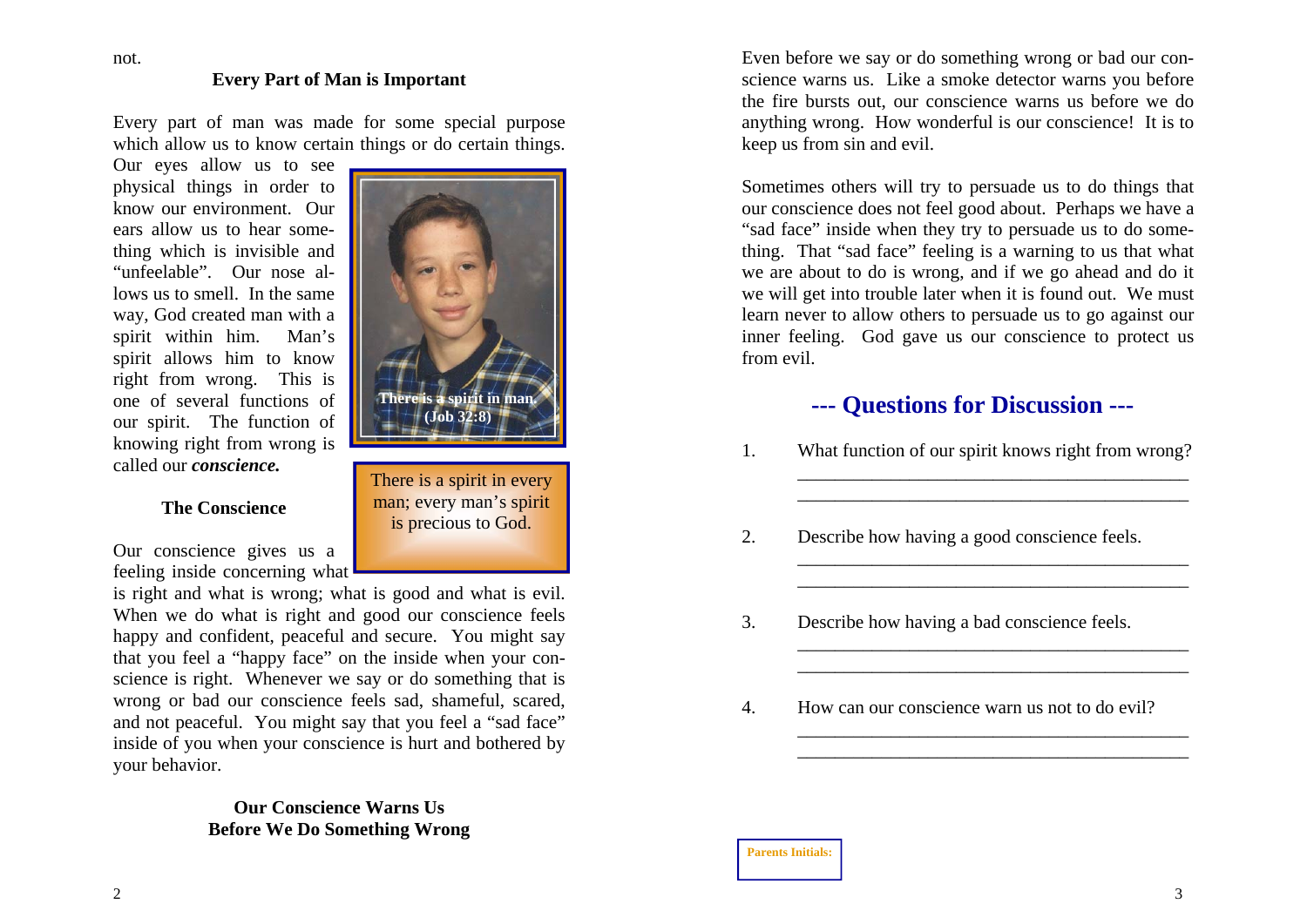not.

### Every Part of Man is Important

Every part of man was made for some special purpose which allow us to know certain things or do certain things. Our eyes allow us to see physical things in order to know our environment. Our ears allow us to hear something which is invisible and "unfeelable". Our nose allows us to smell. In the same way, God created man with a spirit within him. Man's spirit allows him to know right from wrong. This is one of several functions of our spirit. The function of knowing right from wrong is called our ***conscience.***

There is a spirit in man. (Job 32:8)

There is a spirit in every man; every man's spirit is precious to God.

### The Conscience

Our conscience gives us a feeling inside concerning what is right and what is wrong; what is good and what is evil. When we do what is right and good our conscience feels happy and confident, peaceful and secure. You might say that you feel a "happy face" on the inside when your conscience is right. Whenever we say or do something that is wrong or bad our conscience feels sad, shameful, scared, and not peaceful. You might say that you feel a "sad face" inside of you when your conscience is hurt and bothered by your behavior.

### Our Conscience Warns Us Before We Do Something Wrong

Even before we say or do something wrong or bad our conscience warns us. Like a smoke detector warns you before the fire bursts out, our conscience warns us before we do anything wrong. How wonderful is our conscience! It is to keep us from sin and evil.

Sometimes others will try to persuade us to do things that our conscience does not feel good about. Perhaps we have a "sad face" inside when they try to persuade us to do something. That "sad face" feeling is a warning to us that what we are about to do is wrong, and if we go ahead and do it we will get into trouble later when it is found out. We must learn never to allow others to persuade us to go against our inner feeling. God gave us our conscience to protect us from evil.

## --- Questions for Discussion ---

1. What function of our spirit knows right from wrong?
   ________________________________________
   ________________________________________

2. Describe how having a good conscience feels.
   ________________________________________
   ________________________________________

3. Describe how having a bad conscience feels.
   ________________________________________
   ________________________________________

4. How can our conscience warn us not to do evil?
   ________________________________________
   ________________________________________

Parents Initials: